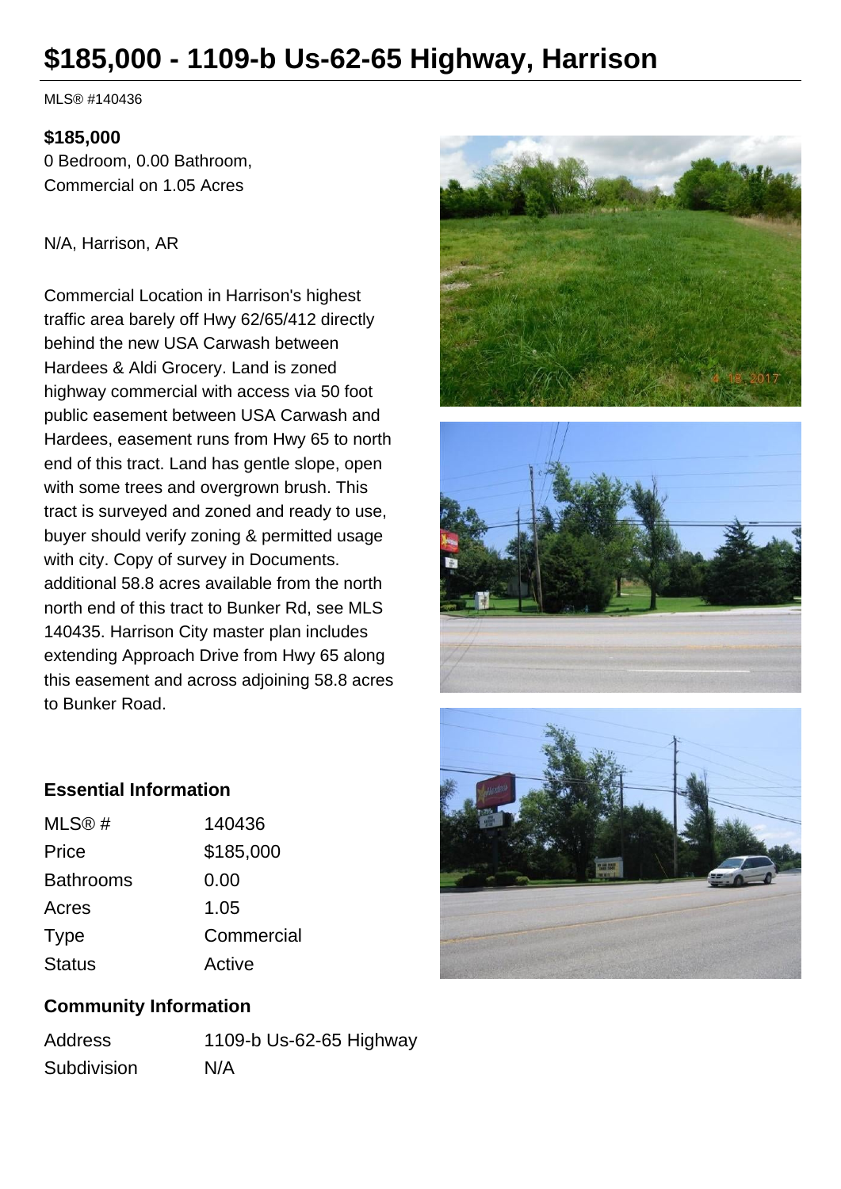# $185,000 - 1109-b Us-62-65 Highway, Harrison

MLS® #140436

**$185,000**

0 Bedroom, 0.00 Bathroom, Commercial on 1.05 Acres

N/A, Harrison, AR

Commercial Location in Harrison's highest traffic area barely off Hwy 62/65/412 directly behind the new USA Carwash between Hardees & Aldi Grocery. Land is zoned highway commercial with access via 50 foot public easement between USA Carwash and Hardees, easement runs from Hwy 65 to north end of this tract. Land has gentle slope, open with some trees and overgrown brush. This tract is surveyed and zoned and ready to use, buyer should verify zoning & permitted usage with city. Copy of survey in Documents. additional 58.8 acres available from the north north end of this tract to Bunker Rd, see MLS 140435. Harrison City master plan includes extending Approach Drive from Hwy 65 along this easement and across adjoining 58.8 acres to Bunker Road.

## Essential Information

| | |
|---|---|
| MLS® # | 140436 |
| Price | $185,000 |
| Bathrooms | 0.00 |
| Acres | 1.05 |
| Type | Commercial |
| Status | Active |

## Community Information

| | |
|---|---|
| Address | 1109-b Us-62-65 Highway |
| Subdivision | N/A |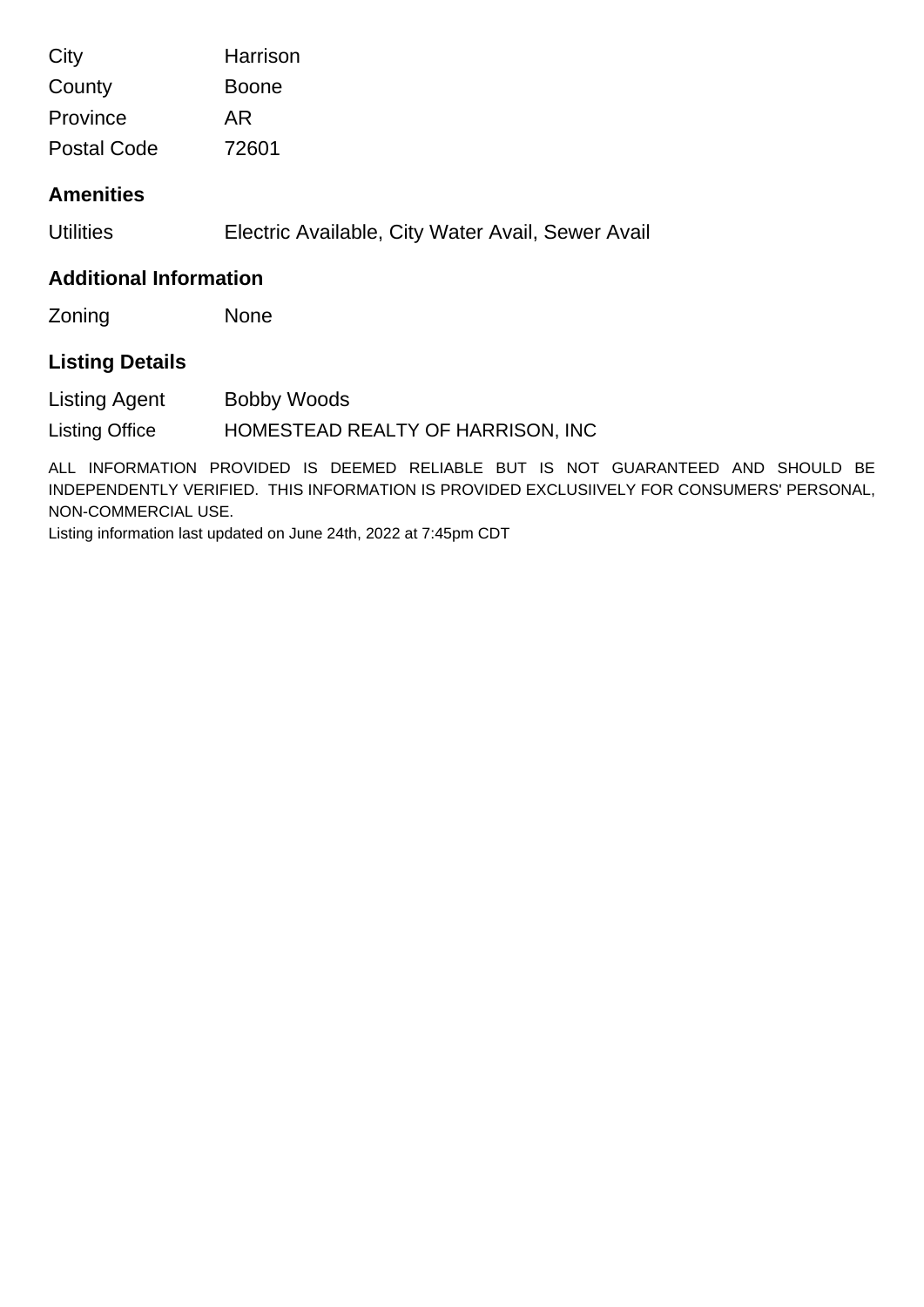| | |
|---|---|
| City | Harrison |
| County | Boone |
| Province | AR |
| Postal Code | 72601 |

## Amenities

| | |
|---|---|
| Utilities | Electric Available, City Water Avail, Sewer Avail |

## Additional Information

| | |
|---|---|
| Zoning | None |

## Listing Details

| | |
|---|---|
| Listing Agent | Bobby Woods |
| Listing Office | HOMESTEAD REALTY OF HARRISON, INC |

ALL INFORMATION PROVIDED IS DEEMED RELIABLE BUT IS NOT GUARANTEED AND SHOULD BE INDEPENDENTLY VERIFIED. THIS INFORMATION IS PROVIDED EXCLUSIIVELY FOR CONSUMERS' PERSONAL, NON-COMMERCIAL USE.

Listing information last updated on June 24th, 2022 at 7:45pm CDT